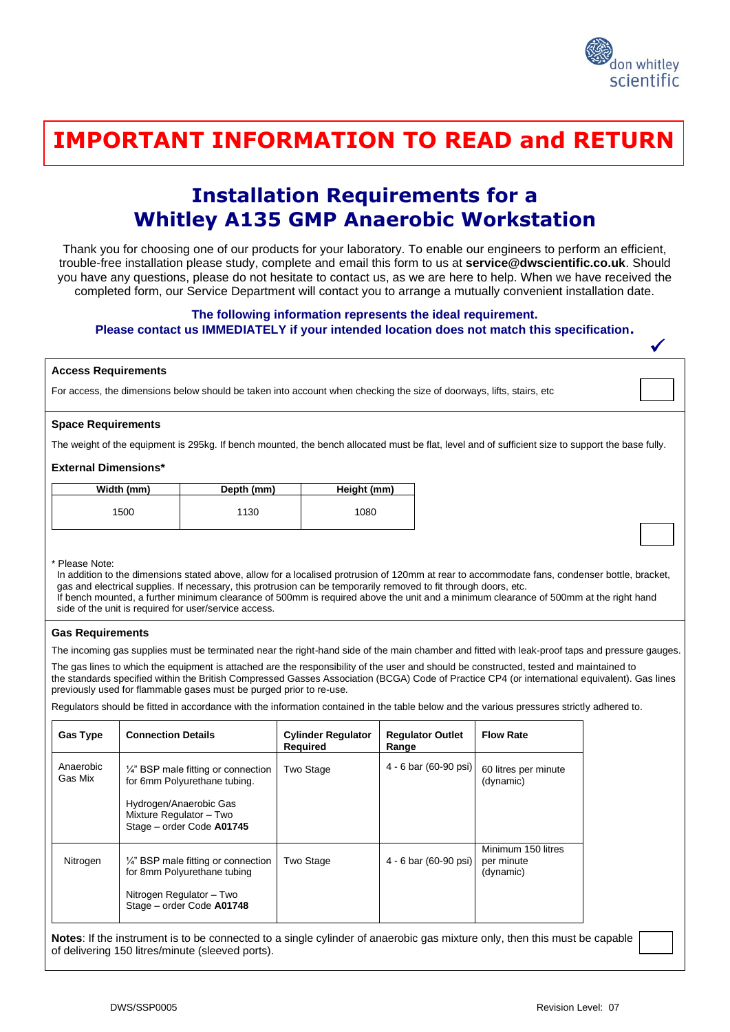# IMPORTANT INFORMATION TO READ and RETURN

## Installation Requirements for a Whitley A135 GMP Anaerobic Workstation

Thank you for choosing one of our products for your laboratory. To enable our engineers to perform an efficient, trouble-free installation please study, complete and email this form to us at **service@dwscientific.co.uk**. Should you have any questions, please do not hesitate to contact us, as we are here to help. When we have received the completed form, our Service Department will contact you to arrange a mutually convenient installation date.

**The following information represents the ideal requirement.**
**Please contact us IMMEDIATELY if your intended location does not match this specification.**

✓

### Access Requirements

For access, the dimensions below should be taken into account when checking the size of doorways, lifts, stairs, etc

☐

### Space Requirements

The weight of the equipment is 295kg. If bench mounted, the bench allocated must be flat, level and of sufficient size to support the base fully.

**External Dimensions***

| Width (mm) | Depth (mm) | Height (mm) |
|---|---|---|
| 1500 | 1130 | 1080 |

☐

* Please Note:
In addition to the dimensions stated above, allow for a localised protrusion of 120mm at rear to accommodate fans, condenser bottle, bracket, gas and electrical supplies. If necessary, this protrusion can be temporarily removed to fit through doors, etc.
If bench mounted, a further minimum clearance of 500mm is required above the unit and a minimum clearance of 500mm at the right hand side of the unit is required for user/service access.

### Gas Requirements

The incoming gas supplies must be terminated near the right-hand side of the main chamber and fitted with leak-proof taps and pressure gauges.

The gas lines to which the equipment is attached are the responsibility of the user and should be constructed, tested and maintained to the standards specified within the British Compressed Gasses Association (BCGA) Code of Practice CP4 (or international equivalent). Gas lines previously used for flammable gases must be purged prior to re-use.

Regulators should be fitted in accordance with the information contained in the table below and the various pressures strictly adhered to.

| Gas Type | Connection Details | Cylinder Regulator Required | Regulator Outlet Range | Flow Rate |
|---|---|---|---|---|
| Anaerobic Gas Mix | ¼" BSP male fitting or connection for 6mm Polyurethane tubing.<br><br>Hydrogen/Anaerobic Gas Mixture Regulator – Two Stage – order Code **A01745** | Two Stage | 4 - 6 bar (60-90 psi) | 60 litres per minute (dynamic) |
| Nitrogen | ¼" BSP male fitting or connection for 8mm Polyurethane tubing<br><br>Nitrogen Regulator – Two Stage – order Code **A01748** | Two Stage | 4 - 6 bar (60-90 psi) | Minimum 150 litres per minute (dynamic) |

**Notes**: If the instrument is to be connected to a single cylinder of anaerobic gas mixture only, then this must be capable of delivering 150 litres/minute (sleeved ports).

☐

DWS/SSP0005 Revision Level: 07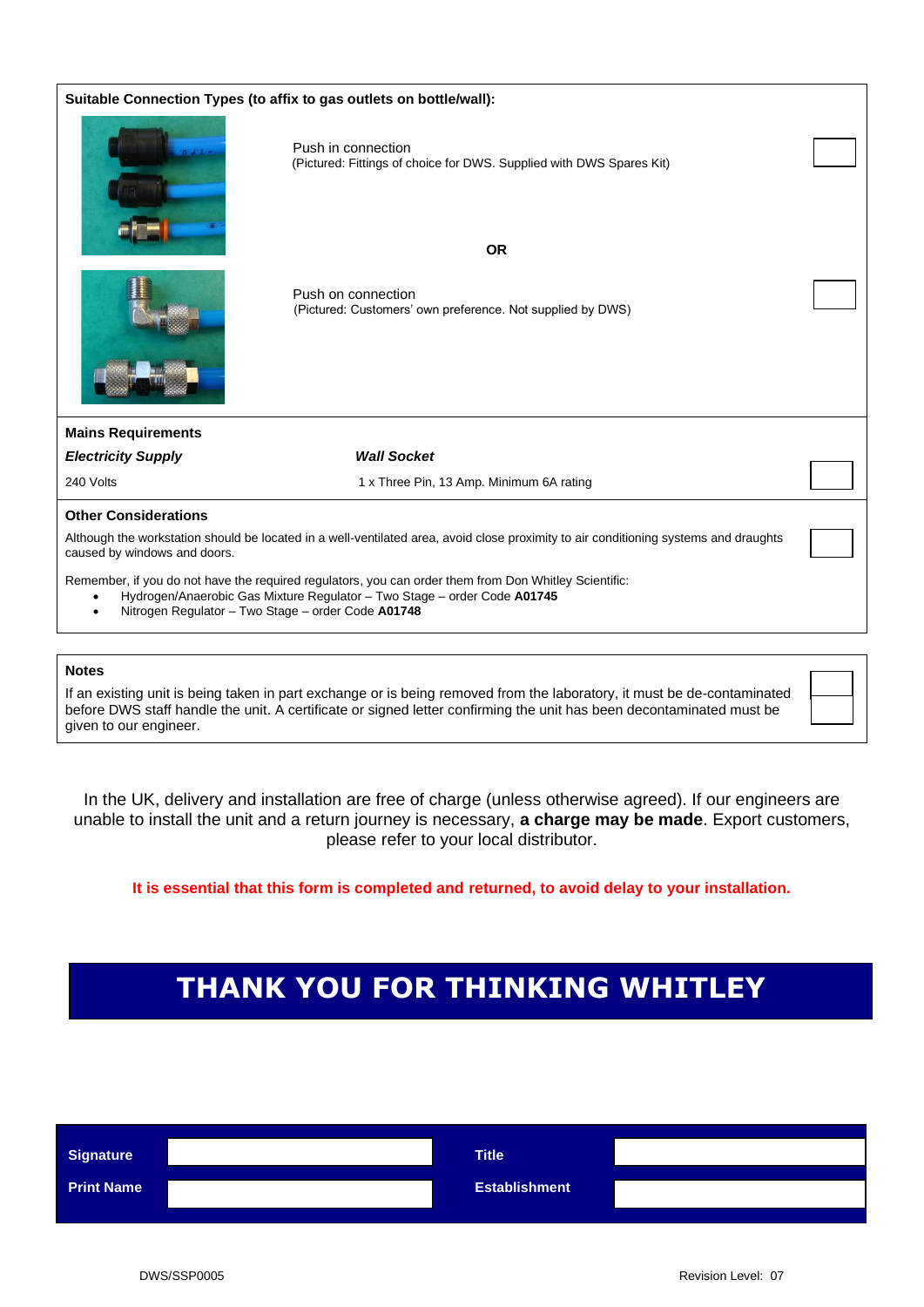**Suitable Connection Types (to affix to gas outlets on bottle/wall):**

Push in connection
(Pictured: Fittings of choice for DWS. Supplied with DWS Spares Kit)

**OR**

Push on connection
(Pictured: Customers' own preference. Not supplied by DWS)

**Mains Requirements**

| | |
|---|---|
| ***Electricity Supply*** | ***Wall Socket*** |
| 240 Volts | 1 x Three Pin, 13 Amp. Minimum 6A rating |

**Other Considerations**

Although the workstation should be located in a well-ventilated area, avoid close proximity to air conditioning systems and draughts caused by windows and doors.

Remember, if you do not have the required regulators, you can order them from Don Whitley Scientific:

- Hydrogen/Anaerobic Gas Mixture Regulator – Two Stage – order Code **A01745**
- Nitrogen Regulator – Two Stage – order Code **A01748**

**Notes**

If an existing unit is being taken in part exchange or is being removed from the laboratory, it must be de-contaminated before DWS staff handle the unit. A certificate or signed letter confirming the unit has been decontaminated must be given to our engineer.

In the UK, delivery and installation are free of charge (unless otherwise agreed). If our engineers are unable to install the unit and a return journey is necessary, **a charge may be made**. Export customers, please refer to your local distributor.

**It is essential that this form is completed and returned, to avoid delay to your installation.**

# THANK YOU FOR THINKING WHITLEY

| | | | |
|---|---|---|---|
| **Signature** | | **Title** | |
| **Print Name** | | **Establishment** | |

DWS/SSP0005

Revision Level: 07